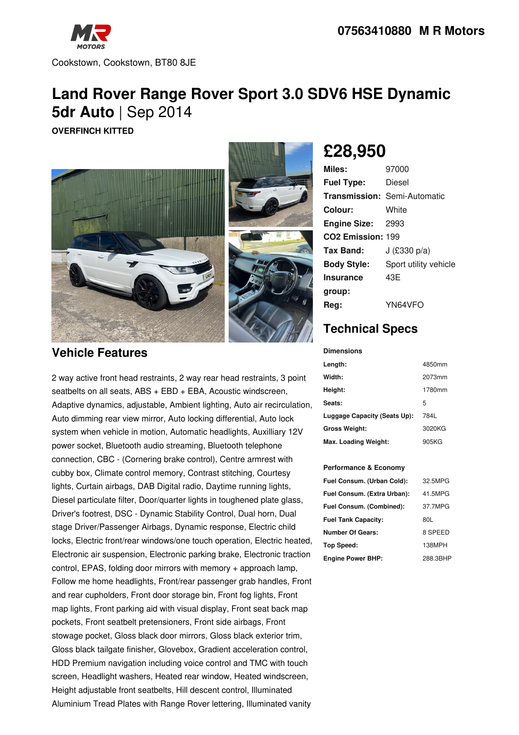07563410880 M R Motors

Cookstown, Cookstown, BT80 8JE

# Land Rover Range Rover Sport 3.0 SDV6 HSE Dynamic 5dr Auto | Sep 2014

**OVERFINCH KITTED**

## £28,950

| | |
|---|---|
| **Miles:** | 97000 |
| **Fuel Type:** | Diesel |
| **Transmission:** | Semi-Automatic |
| **Colour:** | White |
| **Engine Size:** | 2993 |
| **CO2 Emission:** | 199 |
| **Tax Band:** | J (£330 p/a) |
| **Body Style:** | Sport utility vehicle |
| **Insurance group:** | 43E |
| **Reg:** | YN64VFO |

## Technical Specs

**Dimensions**

| | |
|---|---|
| **Length:** | 4850mm |
| **Width:** | 2073mm |
| **Height:** | 1780mm |
| **Seats:** | 5 |
| **Luggage Capacity (Seats Up):** | 784L |
| **Gross Weight:** | 3020KG |
| **Max. Loading Weight:** | 905KG |

**Performance & Economy**

| | |
|---|---|
| **Fuel Consum. (Urban Cold):** | 32.5MPG |
| **Fuel Consum. (Extra Urban):** | 41.5MPG |
| **Fuel Consum. (Combined):** | 37.7MPG |
| **Fuel Tank Capacity:** | 80L |
| **Number Of Gears:** | 8 SPEED |
| **Top Speed:** | 138MPH |
| **Engine Power BHP:** | 288.3BHP |

## Vehicle Features

2 way active front head restraints, 2 way rear head restraints, 3 point seatbelts on all seats, ABS + EBD + EBA, Acoustic windscreen, Adaptive dynamics, adjustable, Ambient lighting, Auto air recirculation, Auto dimming rear view mirror, Auto locking differential, Auto lock system when vehicle in motion, Automatic headlights, Auxilliary 12V power socket, Bluetooth audio streaming, Bluetooth telephone connection, CBC - (Cornering brake control), Centre armrest with cubby box, Climate control memory, Contrast stitching, Courtesy lights, Curtain airbags, DAB Digital radio, Daytime running lights, Diesel particulate filter, Door/quarter lights in toughened plate glass, Driver's footrest, DSC - Dynamic Stability Control, Dual horn, Dual stage Driver/Passenger Airbags, Dynamic response, Electric child locks, Electric front/rear windows/one touch operation, Electric heated, Electronic air suspension, Electronic parking brake, Electronic traction control, EPAS, folding door mirrors with memory + approach lamp, Follow me home headlights, Front/rear passenger grab handles, Front and rear cupholders, Front door storage bin, Front fog lights, Front map lights, Front parking aid with visual display, Front seat back map pockets, Front seatbelt pretensioners, Front side airbags, Front stowage pocket, Gloss black door mirrors, Gloss black exterior trim, Gloss black tailgate finisher, Glovebox, Gradient acceleration control, HDD Premium navigation including voice control and TMC with touch screen, Headlight washers, Heated rear window, Heated windscreen, Height adjustable front seatbelts, Hill descent control, Illuminated Aluminium Tread Plates with Range Rover lettering, Illuminated vanity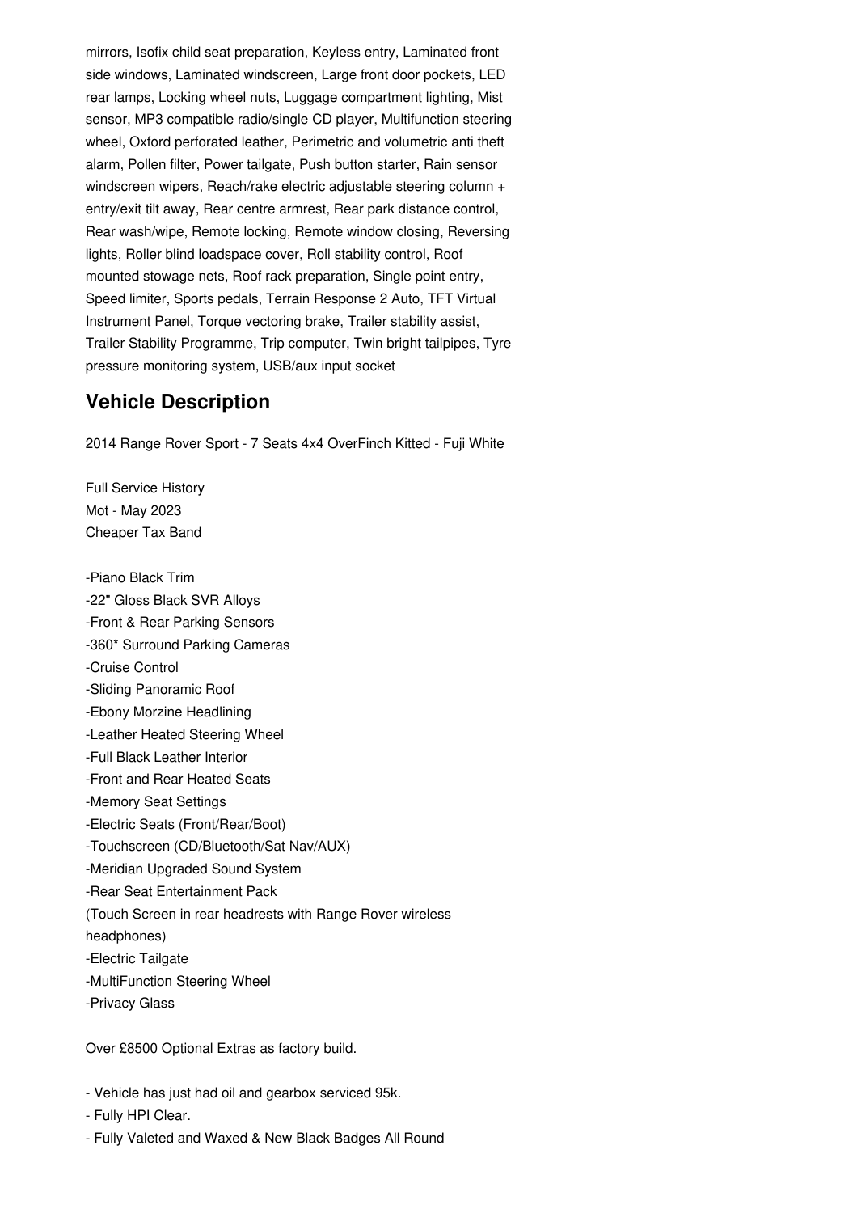mirrors, Isofix child seat preparation, Keyless entry, Laminated front side windows, Laminated windscreen, Large front door pockets, LED rear lamps, Locking wheel nuts, Luggage compartment lighting, Mist sensor, MP3 compatible radio/single CD player, Multifunction steering wheel, Oxford perforated leather, Perimetric and volumetric anti theft alarm, Pollen filter, Power tailgate, Push button starter, Rain sensor windscreen wipers, Reach/rake electric adjustable steering column + entry/exit tilt away, Rear centre armrest, Rear park distance control, Rear wash/wipe, Remote locking, Remote window closing, Reversing lights, Roller blind loadspace cover, Roll stability control, Roof mounted stowage nets, Roof rack preparation, Single point entry, Speed limiter, Sports pedals, Terrain Response 2 Auto, TFT Virtual Instrument Panel, Torque vectoring brake, Trailer stability assist, Trailer Stability Programme, Trip computer, Twin bright tailpipes, Tyre pressure monitoring system, USB/aux input socket

## Vehicle Description

2014 Range Rover Sport - 7 Seats 4x4 OverFinch Kitted - Fuji White

Full Service History
Mot - May 2023
Cheaper Tax Band

-Piano Black Trim
-22" Gloss Black SVR Alloys
-Front & Rear Parking Sensors
-360* Surround Parking Cameras
-Cruise Control
-Sliding Panoramic Roof
-Ebony Morzine Headlining
-Leather Heated Steering Wheel
-Full Black Leather Interior
-Front and Rear Heated Seats
-Memory Seat Settings
-Electric Seats (Front/Rear/Boot)
-Touchscreen (CD/Bluetooth/Sat Nav/AUX)
-Meridian Upgraded Sound System
-Rear Seat Entertainment Pack
(Touch Screen in rear headrests with Range Rover wireless headphones)
-Electric Tailgate
-MultiFunction Steering Wheel
-Privacy Glass

Over £8500 Optional Extras as factory build.

- Vehicle has just had oil and gearbox serviced 95k.
- Fully HPI Clear.
- Fully Valeted and Waxed & New Black Badges All Round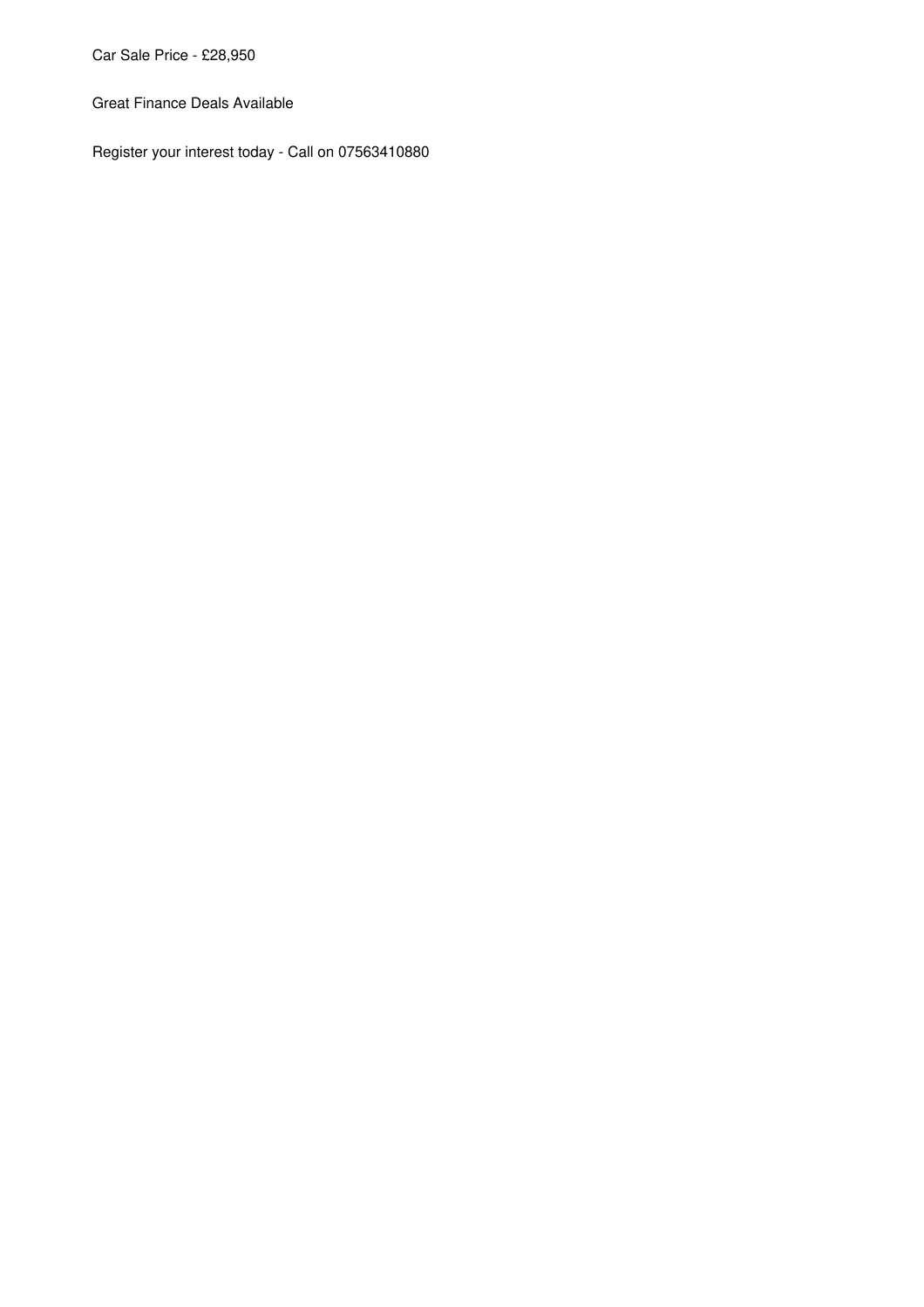Car Sale Price - £28,950

Great Finance Deals Available

Register your interest today - Call on 07563410880